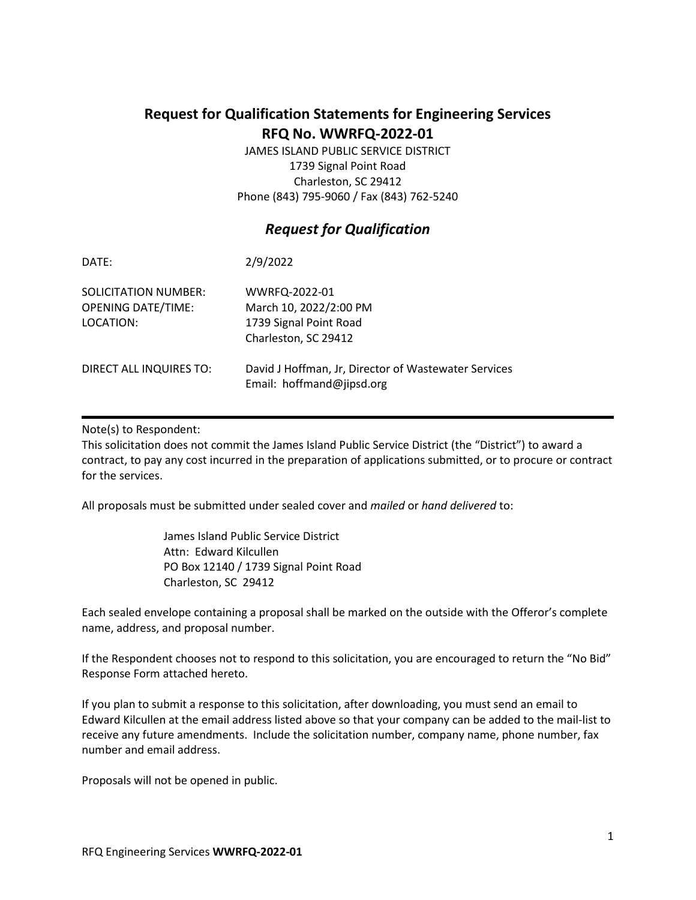# Request for Qualification Statements for Engineering Services
# RFQ No. WWRFQ-2022-01

JAMES ISLAND PUBLIC SERVICE DISTRICT
1739 Signal Point Road
Charleston, SC 29412
Phone (843) 795-9060 / Fax (843) 762-5240

## *Request for Qualification*

| | |
|---|---|
| DATE: | 2/9/2022 |
| SOLICITATION NUMBER: | WWRFQ-2022-01 |
| OPENING DATE/TIME: | March 10, 2022/2:00 PM |
| LOCATION: | 1739 Signal Point Road<br>Charleston, SC 29412 |
| DIRECT ALL INQUIRES TO: | David J Hoffman, Jr, Director of Wastewater Services<br>Email: hoffmand@jipsd.org |

---

Note(s) to Respondent:
This solicitation does not commit the James Island Public Service District (the "District") to award a contract, to pay any cost incurred in the preparation of applications submitted, or to procure or contract for the services.

All proposals must be submitted under sealed cover and *mailed* or *hand delivered* to:

> James Island Public Service District
> Attn: Edward Kilcullen
> PO Box 12140 / 1739 Signal Point Road
> Charleston, SC 29412

Each sealed envelope containing a proposal shall be marked on the outside with the Offeror's complete name, address, and proposal number.

If the Respondent chooses not to respond to this solicitation, you are encouraged to return the "No Bid" Response Form attached hereto.

If you plan to submit a response to this solicitation, after downloading, you must send an email to Edward Kilcullen at the email address listed above so that your company can be added to the mail-list to receive any future amendments. Include the solicitation number, company name, phone number, fax number and email address.

Proposals will not be opened in public.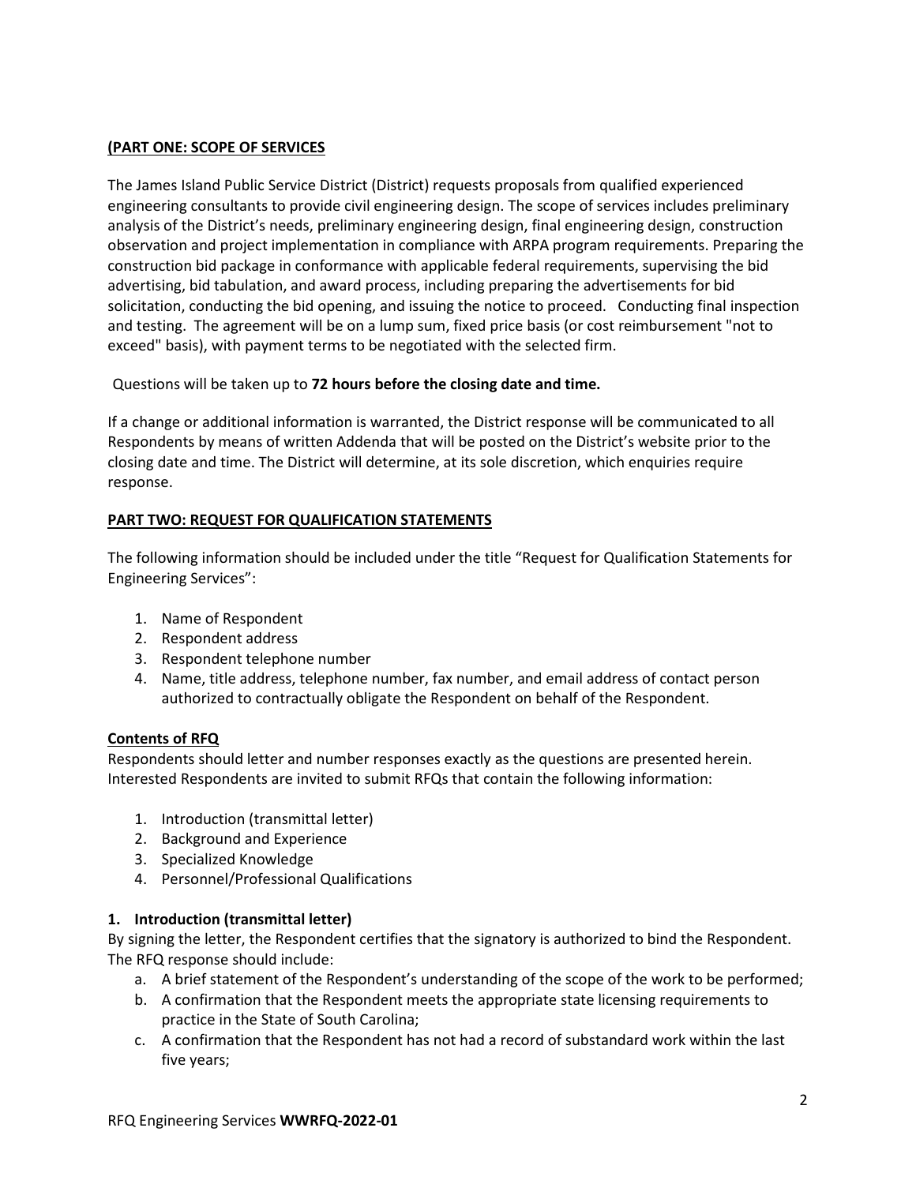## (PART ONE: SCOPE OF SERVICES

The James Island Public Service District (District) requests proposals from qualified experienced engineering consultants to provide civil engineering design. The scope of services includes preliminary analysis of the District's needs, preliminary engineering design, final engineering design, construction observation and project implementation in compliance with ARPA program requirements. Preparing the construction bid package in conformance with applicable federal requirements, supervising the bid advertising, bid tabulation, and award process, including preparing the advertisements for bid solicitation, conducting the bid opening, and issuing the notice to proceed. Conducting final inspection and testing. The agreement will be on a lump sum, fixed price basis (or cost reimbursement "not to exceed" basis), with payment terms to be negotiated with the selected firm.

Questions will be taken up to **72 hours before the closing date and time.**

If a change or additional information is warranted, the District response will be communicated to all Respondents by means of written Addenda that will be posted on the District's website prior to the closing date and time. The District will determine, at its sole discretion, which enquiries require response.

## PART TWO: REQUEST FOR QUALIFICATION STATEMENTS

The following information should be included under the title "Request for Qualification Statements for Engineering Services":

1. Name of Respondent
2. Respondent address
3. Respondent telephone number
4. Name, title address, telephone number, fax number, and email address of contact person authorized to contractually obligate the Respondent on behalf of the Respondent.

### Contents of RFQ

Respondents should letter and number responses exactly as the questions are presented herein. Interested Respondents are invited to submit RFQs that contain the following information:

1. Introduction (transmittal letter)
2. Background and Experience
3. Specialized Knowledge
4. Personnel/Professional Qualifications

### 1. Introduction (transmittal letter)

By signing the letter, the Respondent certifies that the signatory is authorized to bind the Respondent. The RFQ response should include:

a. A brief statement of the Respondent's understanding of the scope of the work to be performed;
b. A confirmation that the Respondent meets the appropriate state licensing requirements to practice in the State of South Carolina;
c. A confirmation that the Respondent has not had a record of substandard work within the last five years;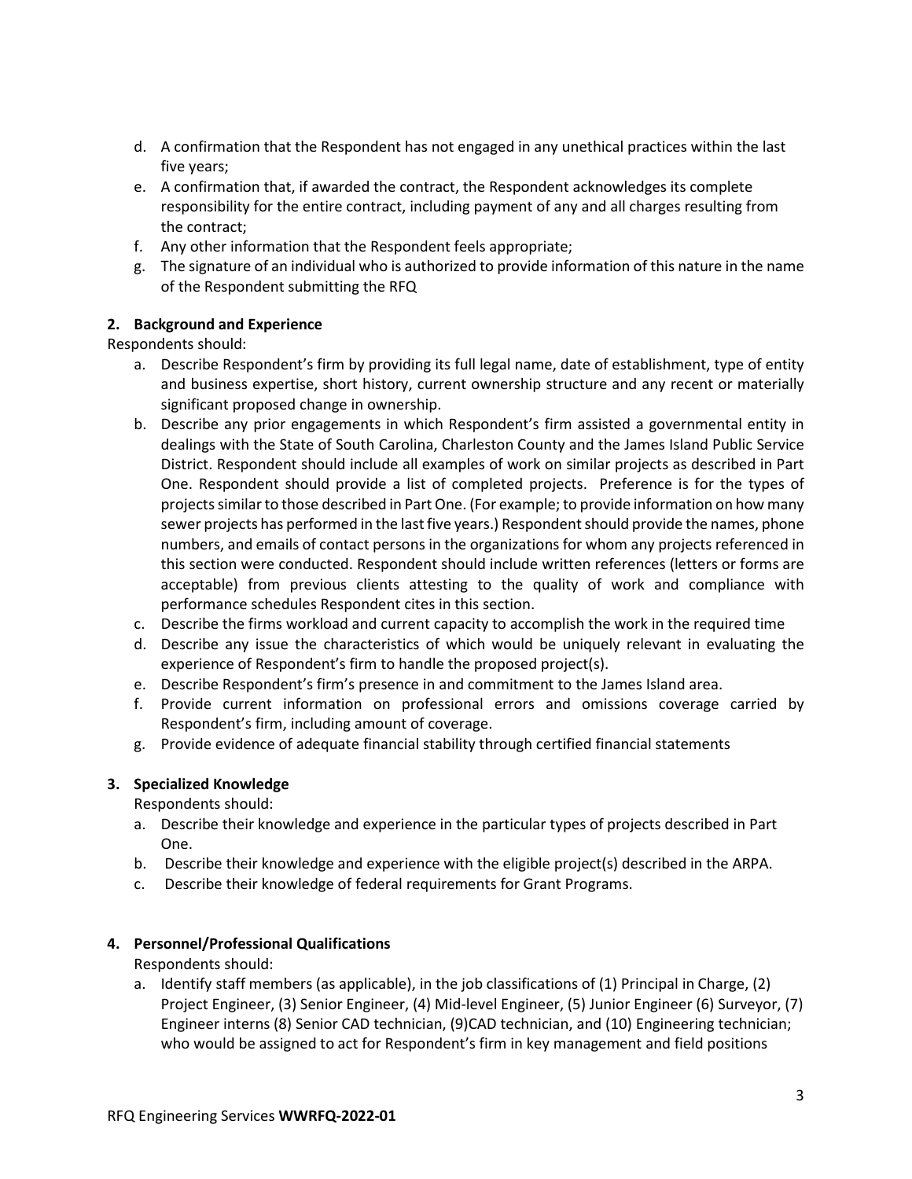d. A confirmation that the Respondent has not engaged in any unethical practices within the last five years;
e. A confirmation that, if awarded the contract, the Respondent acknowledges its complete responsibility for the entire contract, including payment of any and all charges resulting from the contract;
f. Any other information that the Respondent feels appropriate;
g. The signature of an individual who is authorized to provide information of this nature in the name of the Respondent submitting the RFQ

**2. Background and Experience**

Respondents should:

a. Describe Respondent's firm by providing its full legal name, date of establishment, type of entity and business expertise, short history, current ownership structure and any recent or materially significant proposed change in ownership.
b. Describe any prior engagements in which Respondent's firm assisted a governmental entity in dealings with the State of South Carolina, Charleston County and the James Island Public Service District. Respondent should include all examples of work on similar projects as described in Part One. Respondent should provide a list of completed projects. Preference is for the types of projects similar to those described in Part One. (For example; to provide information on how many sewer projects has performed in the last five years.) Respondent should provide the names, phone numbers, and emails of contact persons in the organizations for whom any projects referenced in this section were conducted. Respondent should include written references (letters or forms are acceptable) from previous clients attesting to the quality of work and compliance with performance schedules Respondent cites in this section.
c. Describe the firms workload and current capacity to accomplish the work in the required time
d. Describe any issue the characteristics of which would be uniquely relevant in evaluating the experience of Respondent's firm to handle the proposed project(s).
e. Describe Respondent's firm's presence in and commitment to the James Island area.
f. Provide current information on professional errors and omissions coverage carried by Respondent's firm, including amount of coverage.
g. Provide evidence of adequate financial stability through certified financial statements

**3. Specialized Knowledge**

Respondents should:

a. Describe their knowledge and experience in the particular types of projects described in Part One.
b. Describe their knowledge and experience with the eligible project(s) described in the ARPA.
c. Describe their knowledge of federal requirements for Grant Programs.

**4. Personnel/Professional Qualifications**

Respondents should:

a. Identify staff members (as applicable), in the job classifications of (1) Principal in Charge, (2) Project Engineer, (3) Senior Engineer, (4) Mid-level Engineer, (5) Junior Engineer (6) Surveyor, (7) Engineer interns (8) Senior CAD technician, (9)CAD technician, and (10) Engineering technician; who would be assigned to act for Respondent's firm in key management and field positions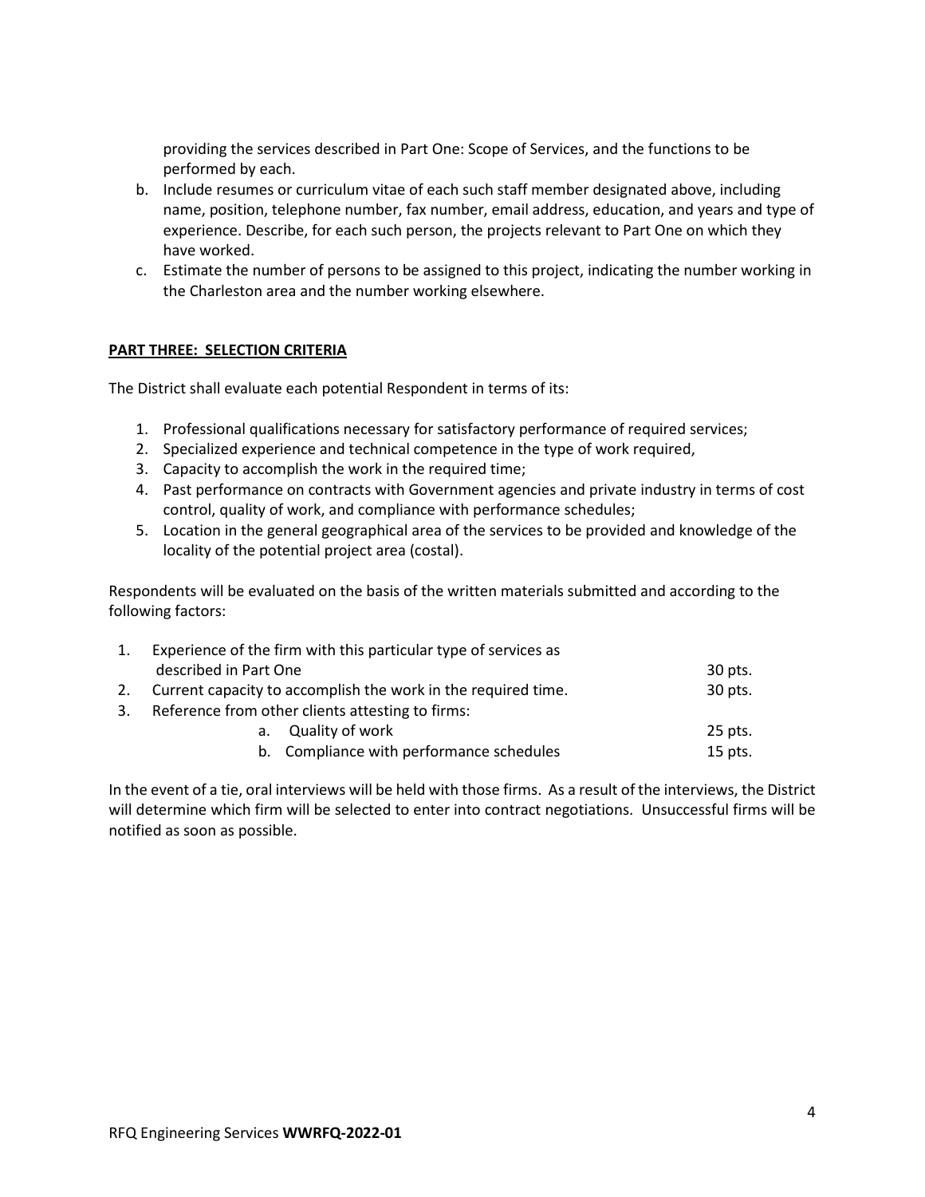providing the services described in Part One: Scope of Services, and the functions to be performed by each.

b. Include resumes or curriculum vitae of each such staff member designated above, including name, position, telephone number, fax number, email address, education, and years and type of experience. Describe, for each such person, the projects relevant to Part One on which they have worked.
c. Estimate the number of persons to be assigned to this project, indicating the number working in the Charleston area and the number working elsewhere.

**PART THREE: SELECTION CRITERIA**

The District shall evaluate each potential Respondent in terms of its:

1. Professional qualifications necessary for satisfactory performance of required services;
2. Specialized experience and technical competence in the type of work required,
3. Capacity to accomplish the work in the required time;
4. Past performance on contracts with Government agencies and private industry in terms of cost control, quality of work, and compliance with performance schedules;
5. Location in the general geographical area of the services to be provided and knowledge of the locality of the potential project area (costal).

Respondents will be evaluated on the basis of the written materials submitted and according to the following factors:

| | | |
|---|---|---|
| 1. | Experience of the firm with this particular type of services as described in Part One | 30 pts. |
| 2. | Current capacity to accomplish the work in the required time. | 30 pts. |
| 3. | Reference from other clients attesting to firms: | |
| | a. Quality of work | 25 pts. |
| | b. Compliance with performance schedules | 15 pts. |

In the event of a tie, oral interviews will be held with those firms. As a result of the interviews, the District will determine which firm will be selected to enter into contract negotiations. Unsuccessful firms will be notified as soon as possible.